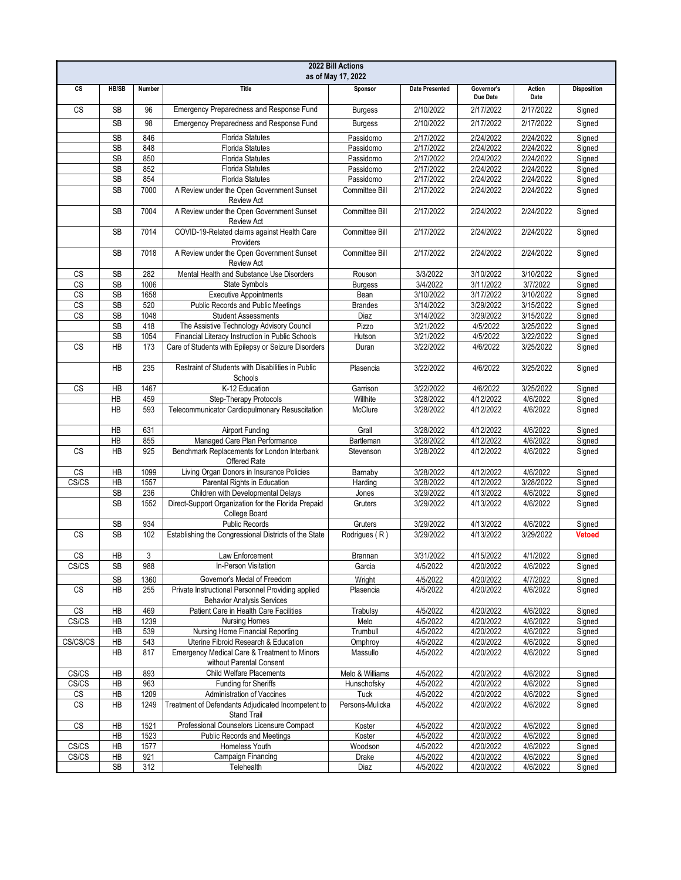# 2022 Bill Actions

as of May 17, 2022

| CS | HB/SB | Number | Title | Sponsor | Date Presented | Governor's Due Date | Action Date | Disposition |
|---|---|---|---|---|---|---|---|---|
| CS | SB | 96 | Emergency Preparedness and Response Fund | Burgess | 2/10/2022 | 2/17/2022 | 2/17/2022 | Signed |
| | SB | 98 | Emergency Preparedness and Response Fund | Burgess | 2/10/2022 | 2/17/2022 | 2/17/2022 | Signed |
| | SB | 846 | Florida Statutes | Passidomo | 2/17/2022 | 2/24/2022 | 2/24/2022 | Signed |
| | SB | 848 | Florida Statutes | Passidomo | 2/17/2022 | 2/24/2022 | 2/24/2022 | Signed |
| | SB | 850 | Florida Statutes | Passidomo | 2/17/2022 | 2/24/2022 | 2/24/2022 | Signed |
| | SB | 852 | Florida Statutes | Passidomo | 2/17/2022 | 2/24/2022 | 2/24/2022 | Signed |
| | SB | 854 | Florida Statutes | Passidomo | 2/17/2022 | 2/24/2022 | 2/24/2022 | Signed |
| | SB | 7000 | A Review under the Open Government Sunset Review Act | Committee Bill | 2/17/2022 | 2/24/2022 | 2/24/2022 | Signed |
| | SB | 7004 | A Review under the Open Government Sunset Review Act | Committee Bill | 2/17/2022 | 2/24/2022 | 2/24/2022 | Signed |
| | SB | 7014 | COVID-19-Related claims against Health Care Providers | Committee Bill | 2/17/2022 | 2/24/2022 | 2/24/2022 | Signed |
| | SB | 7018 | A Review under the Open Government Sunset Review Act | Committee Bill | 2/17/2022 | 2/24/2022 | 2/24/2022 | Signed |
| CS | SB | 282 | Mental Health and Substance Use Disorders | Rouson | 3/3/2022 | 3/10/2022 | 3/10/2022 | Signed |
| CS | SB | 1006 | State Symbols | Burgess | 3/4/2022 | 3/11/2022 | 3/7/2022 | Signed |
| CS | SB | 1658 | Executive Appointments | Bean | 3/10/2022 | 3/17/2022 | 3/10/2022 | Signed |
| CS | SB | 520 | Public Records and Public Meetings | Brandes | 3/14/2022 | 3/29/2022 | 3/15/2022 | Signed |
| CS | SB | 1048 | Student Assessments | Diaz | 3/14/2022 | 3/29/2022 | 3/15/2022 | Signed |
| | SB | 418 | The Assistive Technology Advisory Council | Pizzo | 3/21/2022 | 4/5/2022 | 3/25/2022 | Signed |
| | SB | 1054 | Financial Literacy Instruction in Public Schools | Hutson | 3/21/2022 | 4/5/2022 | 3/22/2022 | Signed |
| CS | HB | 173 | Care of Students with Epilepsy or Seizure Disorders | Duran | 3/22/2022 | 4/6/2022 | 3/25/2022 | Signed |
| | HB | 235 | Restraint of Students with Disabilities in Public Schools | Plasencia | 3/22/2022 | 4/6/2022 | 3/25/2022 | Signed |
| CS | HB | 1467 | K-12 Education | Garrison | 3/22/2022 | 4/6/2022 | 3/25/2022 | Signed |
| | HB | 459 | Step-Therapy Protocols | Willhite | 3/28/2022 | 4/12/2022 | 4/6/2022 | Signed |
| | HB | 593 | Telecommunicator Cardiopulmonary Resuscitation | McClure | 3/28/2022 | 4/12/2022 | 4/6/2022 | Signed |
| | HB | 631 | Airport Funding | Grall | 3/28/2022 | 4/12/2022 | 4/6/2022 | Signed |
| | HB | 855 | Managed Care Plan Performance | Bartleman | 3/28/2022 | 4/12/2022 | 4/6/2022 | Signed |
| CS | HB | 925 | Benchmark Replacements for London Interbank Offered Rate | Stevenson | 3/28/2022 | 4/12/2022 | 4/6/2022 | Signed |
| CS | HB | 1099 | Living Organ Donors in Insurance Policies | Barnaby | 3/28/2022 | 4/12/2022 | 4/6/2022 | Signed |
| CS/CS | HB | 1557 | Parental Rights in Education | Harding | 3/28/2022 | 4/12/2022 | 3/28/2022 | Signed |
| | SB | 236 | Children with Developmental Delays | Jones | 3/29/2022 | 4/13/2022 | 4/6/2022 | Signed |
| | SB | 1552 | Direct-Support Organization for the Florida Prepaid College Board | Gruters | 3/29/2022 | 4/13/2022 | 4/6/2022 | Signed |
| | SB | 934 | Public Records | Gruters | 3/29/2022 | 4/13/2022 | 4/6/2022 | Signed |
| CS | SB | 102 | Establishing the Congressional Districts of the State | Rodrigues ( R ) | 3/29/2022 | 4/13/2022 | 3/29/2022 | **Vetoed** |
| CS | HB | 3 | Law Enforcement | Brannan | 3/31/2022 | 4/15/2022 | 4/1/2022 | Signed |
| CS/CS | SB | 988 | In-Person Visitation | Garcia | 4/5/2022 | 4/20/2022 | 4/6/2022 | Signed |
| | SB | 1360 | Governor's Medal of Freedom | Wright | 4/5/2022 | 4/20/2022 | 4/7/2022 | Signed |
| CS | HB | 255 | Private Instructional Personnel Providing applied Behavior Analysis Services | Plasencia | 4/5/2022 | 4/20/2022 | 4/6/2022 | Signed |
| CS | HB | 469 | Patient Care in Health Care Facilities | Trabulsy | 4/5/2022 | 4/20/2022 | 4/6/2022 | Signed |
| CS/CS | HB | 1239 | Nursing Homes | Melo | 4/5/2022 | 4/20/2022 | 4/6/2022 | Signed |
| | HB | 539 | Nursing Home Financial Reporting | Trumbull | 4/5/2022 | 4/20/2022 | 4/6/2022 | Signed |
| CS/CS/CS | HB | 543 | Uterine Fibroid Research & Education | Omphroy | 4/5/2022 | 4/20/2022 | 4/6/2022 | Signed |
| | HB | 817 | Emergency Medical Care & Treatment to Minors without Parental Consent | Massullo | 4/5/2022 | 4/20/2022 | 4/6/2022 | Signed |
| CS/CS | HB | 893 | Child Welfare Placements | Melo & Williams | 4/5/2022 | 4/20/2022 | 4/6/2022 | Signed |
| CS/CS | HB | 963 | Funding for Sheriffs | Hunschofsky | 4/5/2022 | 4/20/2022 | 4/6/2022 | Signed |
| CS | HB | 1209 | Administration of Vaccines | Tuck | 4/5/2022 | 4/20/2022 | 4/6/2022 | Signed |
| CS | HB | 1249 | Treatment of Defendants Adjudicated Incompetent to Stand Trail | Persons-Mulicka | 4/5/2022 | 4/20/2022 | 4/6/2022 | Signed |
| CS | HB | 1521 | Professional Counselors Licensure Compact | Koster | 4/5/2022 | 4/20/2022 | 4/6/2022 | Signed |
| | HB | 1523 | Public Records and Meetings | Koster | 4/5/2022 | 4/20/2022 | 4/6/2022 | Signed |
| CS/CS | HB | 1577 | Homeless Youth | Woodson | 4/5/2022 | 4/20/2022 | 4/6/2022 | Signed |
| CS/CS | HB | 921 | Campaign Financing | Drake | 4/5/2022 | 4/20/2022 | 4/6/2022 | Signed |
| | SB | 312 | Telehealth | Diaz | 4/5/2022 | 4/20/2022 | 4/6/2022 | Signed |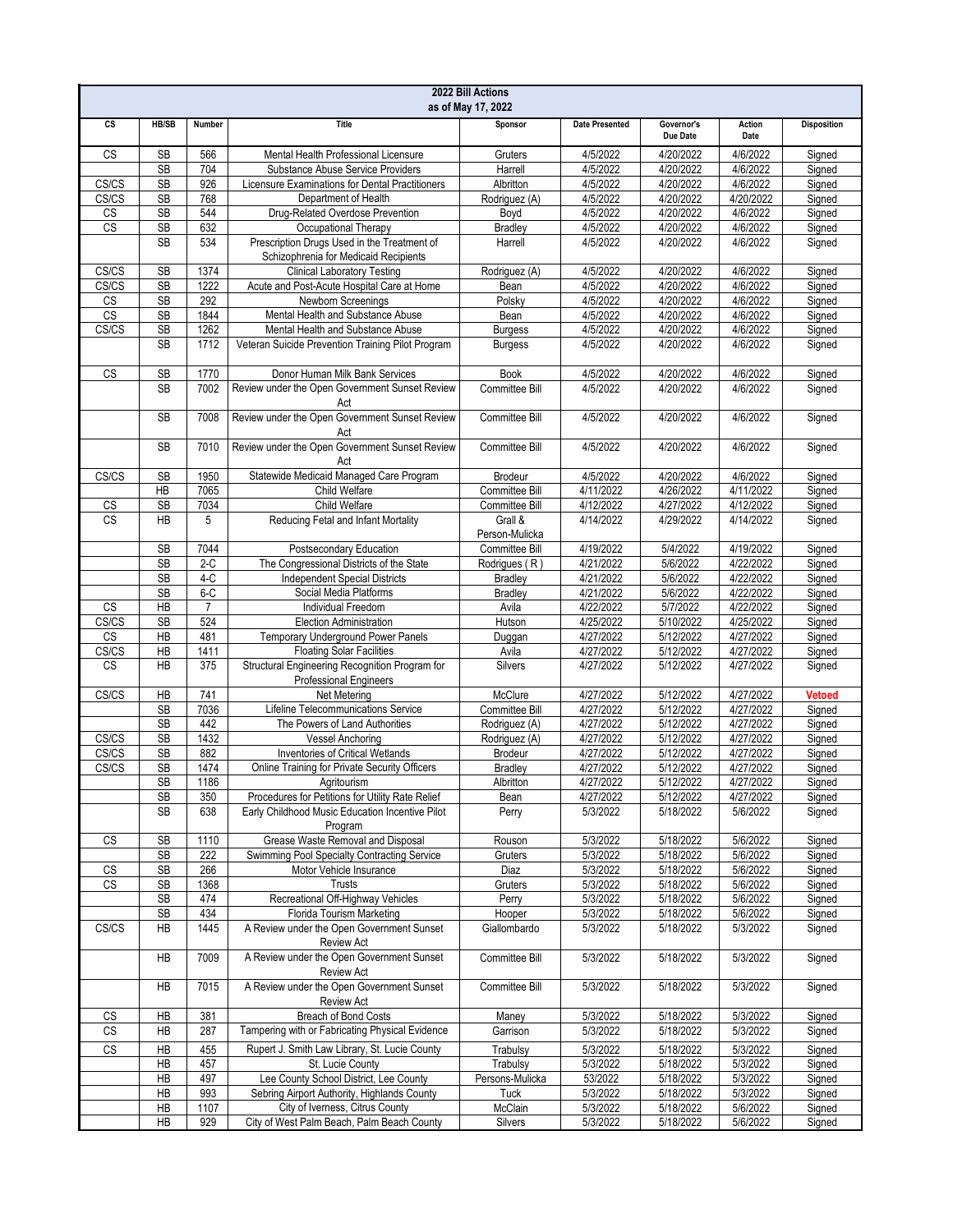| 2022 Bill Actions as of May 17, 2022 | | | | | | | | |
|---|---|---|---|---|---|---|---|---|
| CS | HB/SB | Number | Title | Sponsor | Date Presented | Governor's Due Date | Action Date | Disposition |
| CS | SB | 566 | Mental Health Professional Licensure | Gruters | 4/5/2022 | 4/20/2022 | 4/6/2022 | Signed |
| | SB | 704 | Substance Abuse Service Providers | Harrell | 4/5/2022 | 4/20/2022 | 4/6/2022 | Signed |
| CS/CS | SB | 926 | Licensure Examinations for Dental Practitioners | Albritton | 4/5/2022 | 4/20/2022 | 4/6/2022 | Signed |
| CS/CS | SB | 768 | Department of Health | Rodriguez (A) | 4/5/2022 | 4/20/2022 | 4/20/2022 | Signed |
| CS | SB | 544 | Drug-Related Overdose Prevention | Boyd | 4/5/2022 | 4/20/2022 | 4/6/2022 | Signed |
| CS | SB | 632 | Occupational Therapy | Bradley | 4/5/2022 | 4/20/2022 | 4/6/2022 | Signed |
| | SB | 534 | Prescription Drugs Used in the Treatment of Schizophrenia for Medicaid Recipients | Harrell | 4/5/2022 | 4/20/2022 | 4/6/2022 | Signed |
| CS/CS | SB | 1374 | Clinical Laboratory Testing | Rodriguez (A) | 4/5/2022 | 4/20/2022 | 4/6/2022 | Signed |
| CS/CS | SB | 1222 | Acute and Post-Acute Hospital Care at Home | Bean | 4/5/2022 | 4/20/2022 | 4/6/2022 | Signed |
| CS | SB | 292 | Newborn Screenings | Polsky | 4/5/2022 | 4/20/2022 | 4/6/2022 | Signed |
| CS | SB | 1844 | Mental Health and Substance Abuse | Bean | 4/5/2022 | 4/20/2022 | 4/6/2022 | Signed |
| CS/CS | SB | 1262 | Mental Health and Substance Abuse | Burgess | 4/5/2022 | 4/20/2022 | 4/6/2022 | Signed |
| | SB | 1712 | Veteran Suicide Prevention Training Pilot Program | Burgess | 4/5/2022 | 4/20/2022 | 4/6/2022 | Signed |
| CS | SB | 1770 | Donor Human Milk Bank Services | Book | 4/5/2022 | 4/20/2022 | 4/6/2022 | Signed |
| | SB | 7002 | Review under the Open Government Sunset Review Act | Committee Bill | 4/5/2022 | 4/20/2022 | 4/6/2022 | Signed |
| | SB | 7008 | Review under the Open Government Sunset Review Act | Committee Bill | 4/5/2022 | 4/20/2022 | 4/6/2022 | Signed |
| | SB | 7010 | Review under the Open Government Sunset Review Act | Committee Bill | 4/5/2022 | 4/20/2022 | 4/6/2022 | Signed |
| CS/CS | SB | 1950 | Statewide Medicaid Managed Care Program | Brodeur | 4/5/2022 | 4/20/2022 | 4/6/2022 | Signed |
| | HB | 7065 | Child Welfare | Committee Bill | 4/11/2022 | 4/26/2022 | 4/11/2022 | Signed |
| CS | SB | 7034 | Child Welfare | Committee Bill | 4/12/2022 | 4/27/2022 | 4/12/2022 | Signed |
| CS | HB | 5 | Reducing Fetal and Infant Mortality | Grall & Person-Mulicka | 4/14/2022 | 4/29/2022 | 4/14/2022 | Signed |
| | SB | 7044 | Postsecondary Education | Committee Bill | 4/19/2022 | 5/4/2022 | 4/19/2022 | Signed |
| | SB | 2-C | The Congressional Districts of the State | Rodrigues ( R ) | 4/21/2022 | 5/6/2022 | 4/22/2022 | Signed |
| | SB | 4-C | Independent Special Districts | Bradley | 4/21/2022 | 5/6/2022 | 4/22/2022 | Signed |
| | SB | 6-C | Social Media Platforms | Bradley | 4/21/2022 | 5/6/2022 | 4/22/2022 | Signed |
| CS | HB | 7 | Individual Freedom | Avila | 4/22/2022 | 5/7/2022 | 4/22/2022 | Signed |
| CS/CS | SB | 524 | Election Administration | Hutson | 4/25/2022 | 5/10/2022 | 4/25/2022 | Signed |
| CS | HB | 481 | Temporary Underground Power Panels | Duggan | 4/27/2022 | 5/12/2022 | 4/27/2022 | Signed |
| CS/CS | HB | 1411 | Floating Solar Facilities | Avila | 4/27/2022 | 5/12/2022 | 4/27/2022 | Signed |
| CS | HB | 375 | Structural Engineering Recognition Program for Professional Engineers | Silvers | 4/27/2022 | 5/12/2022 | 4/27/2022 | Signed |
| CS/CS | HB | 741 | Net Metering | McClure | 4/27/2022 | 5/12/2022 | 4/27/2022 | **Vetoed** |
| | SB | 7036 | Lifeline Telecommunications Service | Committee Bill | 4/27/2022 | 5/12/2022 | 4/27/2022 | Signed |
| | SB | 442 | The Powers of Land Authorities | Rodriguez (A) | 4/27/2022 | 5/12/2022 | 4/27/2022 | Signed |
| CS/CS | SB | 1432 | Vessel Anchoring | Rodriguez (A) | 4/27/2022 | 5/12/2022 | 4/27/2022 | Signed |
| CS/CS | SB | 882 | Inventories of Critical Wetlands | Brodeur | 4/27/2022 | 5/12/2022 | 4/27/2022 | Signed |
| CS/CS | SB | 1474 | Online Training for Private Security Officers | Bradley | 4/27/2022 | 5/12/2022 | 4/27/2022 | Signed |
| | SB | 1186 | Agritourism | Albritton | 4/27/2022 | 5/12/2022 | 4/27/2022 | Signed |
| | SB | 350 | Procedures for Petitions for Utility Rate Relief | Bean | 4/27/2022 | 5/12/2022 | 4/27/2022 | Signed |
| | SB | 638 | Early Childhood Music Education Incentive Pilot Program | Perry | 5/3/2022 | 5/18/2022 | 5/6/2022 | Signed |
| CS | SB | 1110 | Grease Waste Removal and Disposal | Rouson | 5/3/2022 | 5/18/2022 | 5/6/2022 | Signed |
| | SB | 222 | Swimming Pool Specialty Contracting Service | Gruters | 5/3/2022 | 5/18/2022 | 5/6/2022 | Signed |
| CS | SB | 266 | Motor Vehicle Insurance | Diaz | 5/3/2022 | 5/18/2022 | 5/6/2022 | Signed |
| CS | SB | 1368 | Trusts | Gruters | 5/3/2022 | 5/18/2022 | 5/6/2022 | Signed |
| | SB | 474 | Recreational Off-Highway Vehicles | Perry | 5/3/2022 | 5/18/2022 | 5/6/2022 | Signed |
| | SB | 434 | Florida Tourism Marketing | Hooper | 5/3/2022 | 5/18/2022 | 5/6/2022 | Signed |
| CS/CS | HB | 1445 | A Review under the Open Government Sunset Review Act | Giallombardo | 5/3/2022 | 5/18/2022 | 5/3/2022 | Signed |
| | HB | 7009 | A Review under the Open Government Sunset Review Act | Committee Bill | 5/3/2022 | 5/18/2022 | 5/3/2022 | Signed |
| | HB | 7015 | A Review under the Open Government Sunset Review Act | Committee Bill | 5/3/2022 | 5/18/2022 | 5/3/2022 | Signed |
| CS | HB | 381 | Breach of Bond Costs | Maney | 5/3/2022 | 5/18/2022 | 5/3/2022 | Signed |
| CS | HB | 287 | Tampering with or Fabricating Physical Evidence | Garrison | 5/3/2022 | 5/18/2022 | 5/3/2022 | Signed |
| CS | HB | 455 | Rupert J. Smith Law Library, St. Lucie County | Trabulsy | 5/3/2022 | 5/18/2022 | 5/3/2022 | Signed |
| | HB | 457 | St. Lucie County | Trabulsy | 5/3/2022 | 5/18/2022 | 5/3/2022 | Signed |
| | HB | 497 | Lee County School District, Lee County | Persons-Mulicka | 53/2022 | 5/18/2022 | 5/3/2022 | Signed |
| | HB | 993 | Sebring Airport Authority, Highlands County | Tuck | 5/3/2022 | 5/18/2022 | 5/3/2022 | Signed |
| | HB | 1107 | City of Iverness, Citrus County | McClain | 5/3/2022 | 5/18/2022 | 5/6/2022 | Signed |
| | HB | 929 | City of West Palm Beach, Palm Beach County | Silvers | 5/3/2022 | 5/18/2022 | 5/6/2022 | Signed |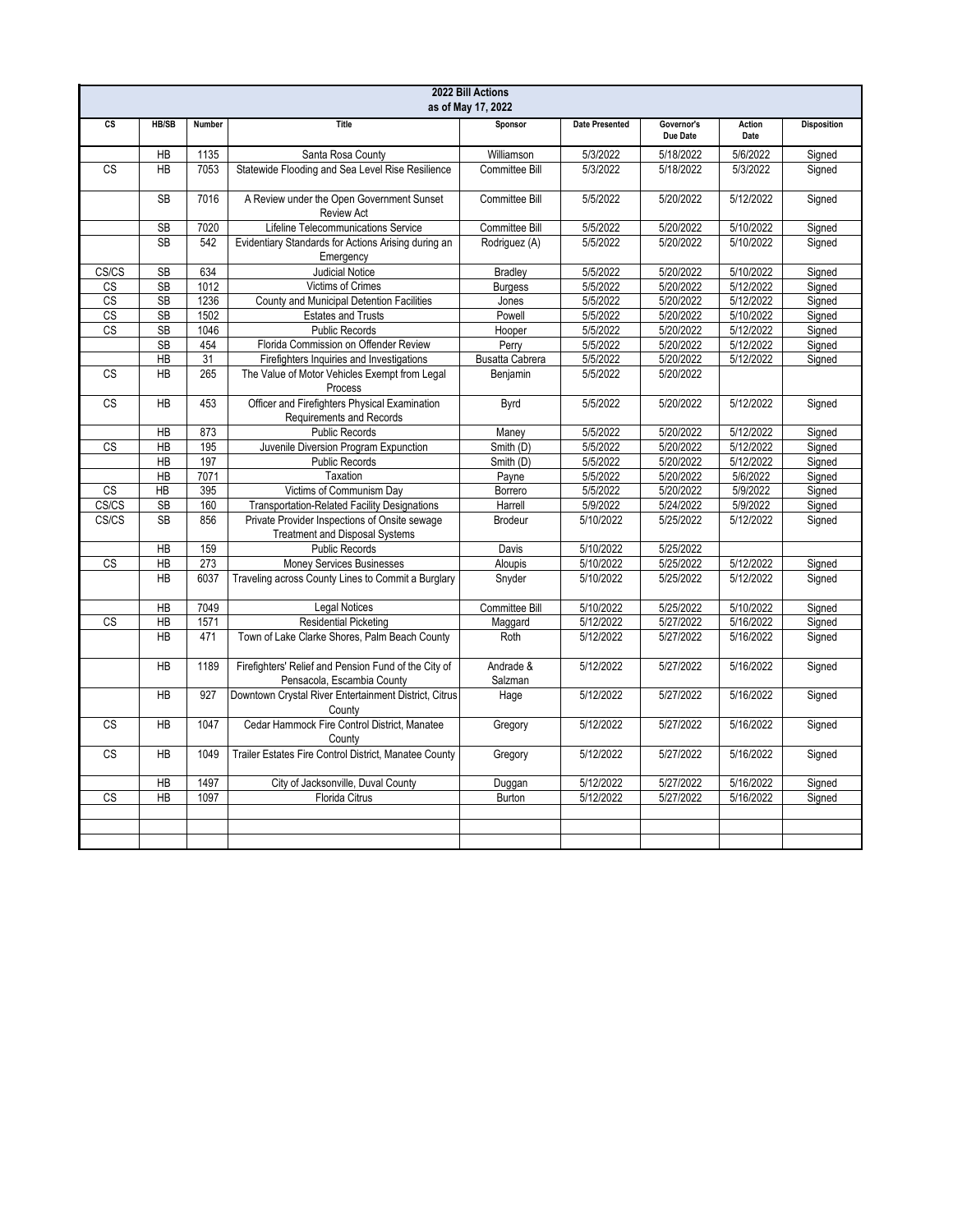| 2022 Bill Actions as of May 17, 2022 | | | | | | | | |
|---|---|---|---|---|---|---|---|---|
| **CS** | **HB/SB** | **Number** | **Title** | **Sponsor** | **Date Presented** | **Governor's Due Date** | **Action Date** | **Disposition** |
| | HB | 1135 | Santa Rosa County | Williamson | 5/3/2022 | 5/18/2022 | 5/6/2022 | Signed |
| CS | HB | 7053 | Statewide Flooding and Sea Level Rise Resilience | Committee Bill | 5/3/2022 | 5/18/2022 | 5/3/2022 | Signed |
| | SB | 7016 | A Review under the Open Government Sunset Review Act | Committee Bill | 5/5/2022 | 5/20/2022 | 5/12/2022 | Signed |
| | SB | 7020 | Lifeline Telecommunications Service | Committee Bill | 5/5/2022 | 5/20/2022 | 5/10/2022 | Signed |
| | SB | 542 | Evidentiary Standards for Actions Arising during an Emergency | Rodriguez (A) | 5/5/2022 | 5/20/2022 | 5/10/2022 | Signed |
| CS/CS | SB | 634 | Judicial Notice | Bradley | 5/5/2022 | 5/20/2022 | 5/10/2022 | Signed |
| CS | SB | 1012 | Victims of Crimes | Burgess | 5/5/2022 | 5/20/2022 | 5/12/2022 | Signed |
| CS | SB | 1236 | County and Municipal Detention Facilities | Jones | 5/5/2022 | 5/20/2022 | 5/12/2022 | Signed |
| CS | SB | 1502 | Estates and Trusts | Powell | 5/5/2022 | 5/20/2022 | 5/10/2022 | Signed |
| CS | SB | 1046 | Public Records | Hooper | 5/5/2022 | 5/20/2022 | 5/12/2022 | Signed |
| | SB | 454 | Florida Commission on Offender Review | Perry | 5/5/2022 | 5/20/2022 | 5/12/2022 | Signed |
| | HB | 31 | Firefighters Inquiries and Investigations | Busatta Cabrera | 5/5/2022 | 5/20/2022 | 5/12/2022 | Signed |
| CS | HB | 265 | The Value of Motor Vehicles Exempt from Legal Process | Benjamin | 5/5/2022 | 5/20/2022 | | |
| CS | HB | 453 | Officer and Firefighters Physical Examination Requirements and Records | Byrd | 5/5/2022 | 5/20/2022 | 5/12/2022 | Signed |
| | HB | 873 | Public Records | Maney | 5/5/2022 | 5/20/2022 | 5/12/2022 | Signed |
| CS | HB | 195 | Juvenile Diversion Program Expunction | Smith (D) | 5/5/2022 | 5/20/2022 | 5/12/2022 | Signed |
| | HB | 197 | Public Records | Smith (D) | 5/5/2022 | 5/20/2022 | 5/12/2022 | Signed |
| | HB | 7071 | Taxation | Payne | 5/5/2022 | 5/20/2022 | 5/6/2022 | Signed |
| CS | HB | 395 | Victims of Communism Day | Borrero | 5/5/2022 | 5/20/2022 | 5/9/2022 | Signed |
| CS/CS | SB | 160 | Transportation-Related Facility Designations | Harrell | 5/9/2022 | 5/24/2022 | 5/9/2022 | Signed |
| CS/CS | SB | 856 | Private Provider Inspections of Onsite sewage Treatment and Disposal Systems | Brodeur | 5/10/2022 | 5/25/2022 | 5/12/2022 | Signed |
| | HB | 159 | Public Records | Davis | 5/10/2022 | 5/25/2022 | | |
| CS | HB | 273 | Money Services Businesses | Aloupis | 5/10/2022 | 5/25/2022 | 5/12/2022 | Signed |
| | HB | 6037 | Traveling across County Lines to Commit a Burglary | Snyder | 5/10/2022 | 5/25/2022 | 5/12/2022 | Signed |
| | HB | 7049 | Legal Notices | Committee Bill | 5/10/2022 | 5/25/2022 | 5/10/2022 | Signed |
| CS | HB | 1571 | Residential Picketing | Maggard | 5/12/2022 | 5/27/2022 | 5/16/2022 | Signed |
| | HB | 471 | Town of Lake Clarke Shores, Palm Beach County | Roth | 5/12/2022 | 5/27/2022 | 5/16/2022 | Signed |
| | HB | 1189 | Firefighters' Relief and Pension Fund of the City of Pensacola, Escambia County | Andrade & Salzman | 5/12/2022 | 5/27/2022 | 5/16/2022 | Signed |
| | HB | 927 | Downtown Crystal River Entertainment District, Citrus County | Hage | 5/12/2022 | 5/27/2022 | 5/16/2022 | Signed |
| CS | HB | 1047 | Cedar Hammock Fire Control District, Manatee County | Gregory | 5/12/2022 | 5/27/2022 | 5/16/2022 | Signed |
| CS | HB | 1049 | Trailer Estates Fire Control District, Manatee County | Gregory | 5/12/2022 | 5/27/2022 | 5/16/2022 | Signed |
| | HB | 1497 | City of Jacksonville, Duval County | Duggan | 5/12/2022 | 5/27/2022 | 5/16/2022 | Signed |
| CS | HB | 1097 | Florida Citrus | Burton | 5/12/2022 | 5/27/2022 | 5/16/2022 | Signed |